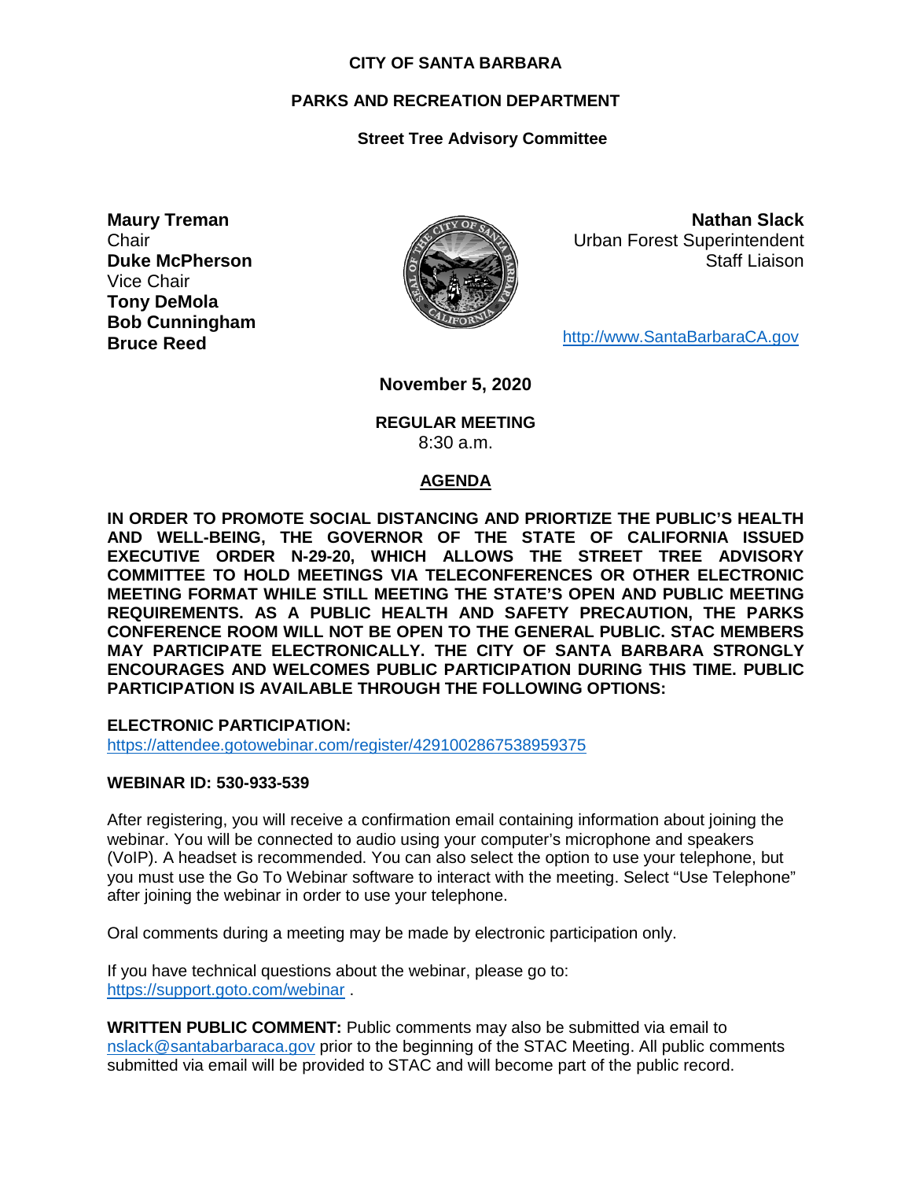**CITY OF SANTA BARBARA**

**PARKS AND RECREATION DEPARTMENT**

**Street Tree Advisory Committee**

**Maury Treman**
Chair
**Duke McPherson**
Vice Chair
**Tony DeMola**
**Bob Cunningham**
**Bruce Reed**

**Nathan Slack**
Urban Forest Superintendent
Staff Liaison

http://www.SantaBarbaraCA.gov

**November 5, 2020**

**REGULAR MEETING**
8:30 a.m.

**AGENDA**

**IN ORDER TO PROMOTE SOCIAL DISTANCING AND PRIORTIZE THE PUBLIC'S HEALTH AND WELL-BEING, THE GOVERNOR OF THE STATE OF CALIFORNIA ISSUED EXECUTIVE ORDER N-29-20, WHICH ALLOWS THE STREET TREE ADVISORY COMMITTEE TO HOLD MEETINGS VIA TELECONFERENCES OR OTHER ELECTRONIC MEETING FORMAT WHILE STILL MEETING THE STATE'S OPEN AND PUBLIC MEETING REQUIREMENTS. AS A PUBLIC HEALTH AND SAFETY PRECAUTION, THE PARKS CONFERENCE ROOM WILL NOT BE OPEN TO THE GENERAL PUBLIC. STAC MEMBERS MAY PARTICIPATE ELECTRONICALLY. THE CITY OF SANTA BARBARA STRONGLY ENCOURAGES AND WELCOMES PUBLIC PARTICIPATION DURING THIS TIME. PUBLIC PARTICIPATION IS AVAILABLE THROUGH THE FOLLOWING OPTIONS:**

**ELECTRONIC PARTICIPATION:**
https://attendee.gotowebinar.com/register/4291002867538959375

**WEBINAR ID: 530-933-539**

After registering, you will receive a confirmation email containing information about joining the webinar. You will be connected to audio using your computer's microphone and speakers (VoIP). A headset is recommended. You can also select the option to use your telephone, but you must use the Go To Webinar software to interact with the meeting. Select "Use Telephone" after joining the webinar in order to use your telephone.

Oral comments during a meeting may be made by electronic participation only.

If you have technical questions about the webinar, please go to:
https://support.goto.com/webinar .

**WRITTEN PUBLIC COMMENT:** Public comments may also be submitted via email to nslack@santabarbaraca.gov prior to the beginning of the STAC Meeting. All public comments submitted via email will be provided to STAC and will become part of the public record.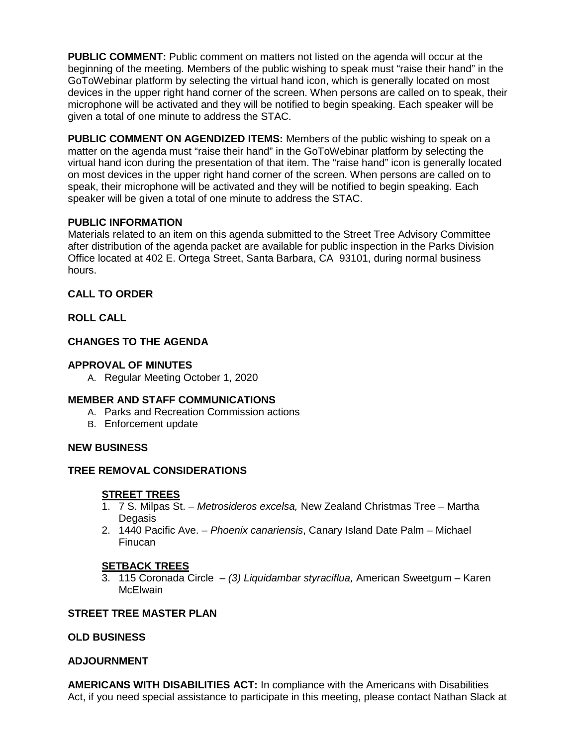**PUBLIC COMMENT:** Public comment on matters not listed on the agenda will occur at the beginning of the meeting. Members of the public wishing to speak must "raise their hand" in the GoToWebinar platform by selecting the virtual hand icon, which is generally located on most devices in the upper right hand corner of the screen. When persons are called on to speak, their microphone will be activated and they will be notified to begin speaking. Each speaker will be given a total of one minute to address the STAC.

**PUBLIC COMMENT ON AGENDIZED ITEMS:** Members of the public wishing to speak on a matter on the agenda must "raise their hand" in the GoToWebinar platform by selecting the virtual hand icon during the presentation of that item. The "raise hand" icon is generally located on most devices in the upper right hand corner of the screen. When persons are called on to speak, their microphone will be activated and they will be notified to begin speaking. Each speaker will be given a total of one minute to address the STAC.

**PUBLIC INFORMATION**

Materials related to an item on this agenda submitted to the Street Tree Advisory Committee after distribution of the agenda packet are available for public inspection in the Parks Division Office located at 402 E. Ortega Street, Santa Barbara, CA 93101, during normal business hours.

**CALL TO ORDER**

**ROLL CALL**

**CHANGES TO THE AGENDA**

**APPROVAL OF MINUTES**

A. Regular Meeting October 1, 2020

**MEMBER AND STAFF COMMUNICATIONS**

A. Parks and Recreation Commission actions
B. Enforcement update

**NEW BUSINESS**

**TREE REMOVAL CONSIDERATIONS**

**STREET TREES**

1. 7 S. Milpas St. – *Metrosideros excelsa,* New Zealand Christmas Tree – Martha Degasis
2. 1440 Pacific Ave. – *Phoenix canariensis*, Canary Island Date Palm – Michael Finucan

**SETBACK TREES**

3. 115 Coronada Circle – *(3) Liquidambar styraciflua,* American Sweetgum – Karen McElwain

**STREET TREE MASTER PLAN**

**OLD BUSINESS**

**ADJOURNMENT**

**AMERICANS WITH DISABILITIES ACT:** In compliance with the Americans with Disabilities Act, if you need special assistance to participate in this meeting, please contact Nathan Slack at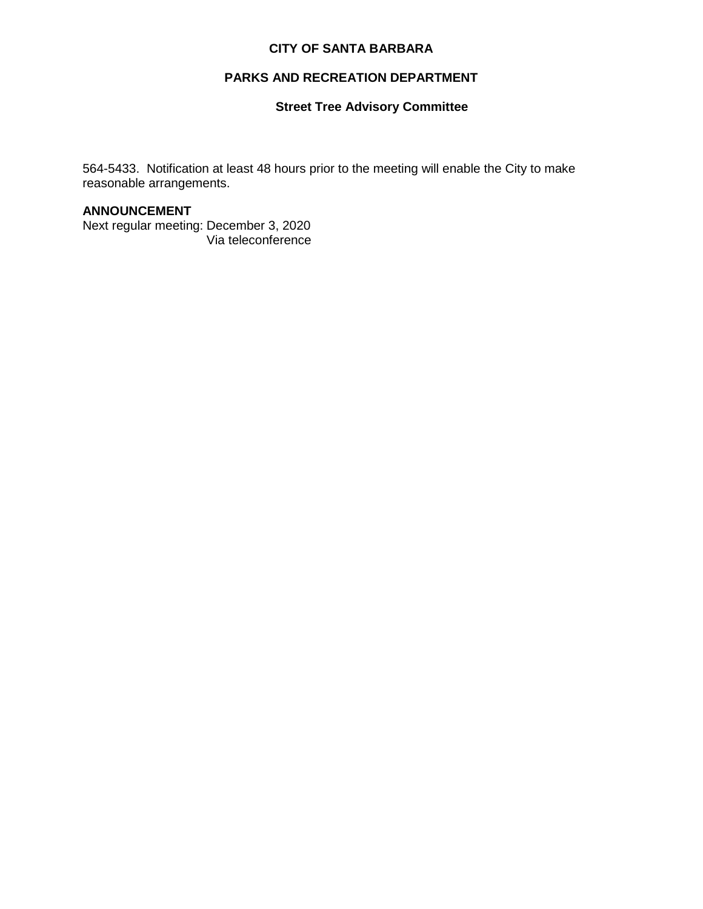**CITY OF SANTA BARBARA**

**PARKS AND RECREATION DEPARTMENT**

**Street Tree Advisory Committee**

564-5433. Notification at least 48 hours prior to the meeting will enable the City to make reasonable arrangements.

**ANNOUNCEMENT**

Next regular meeting: December 3, 2020
Via teleconference